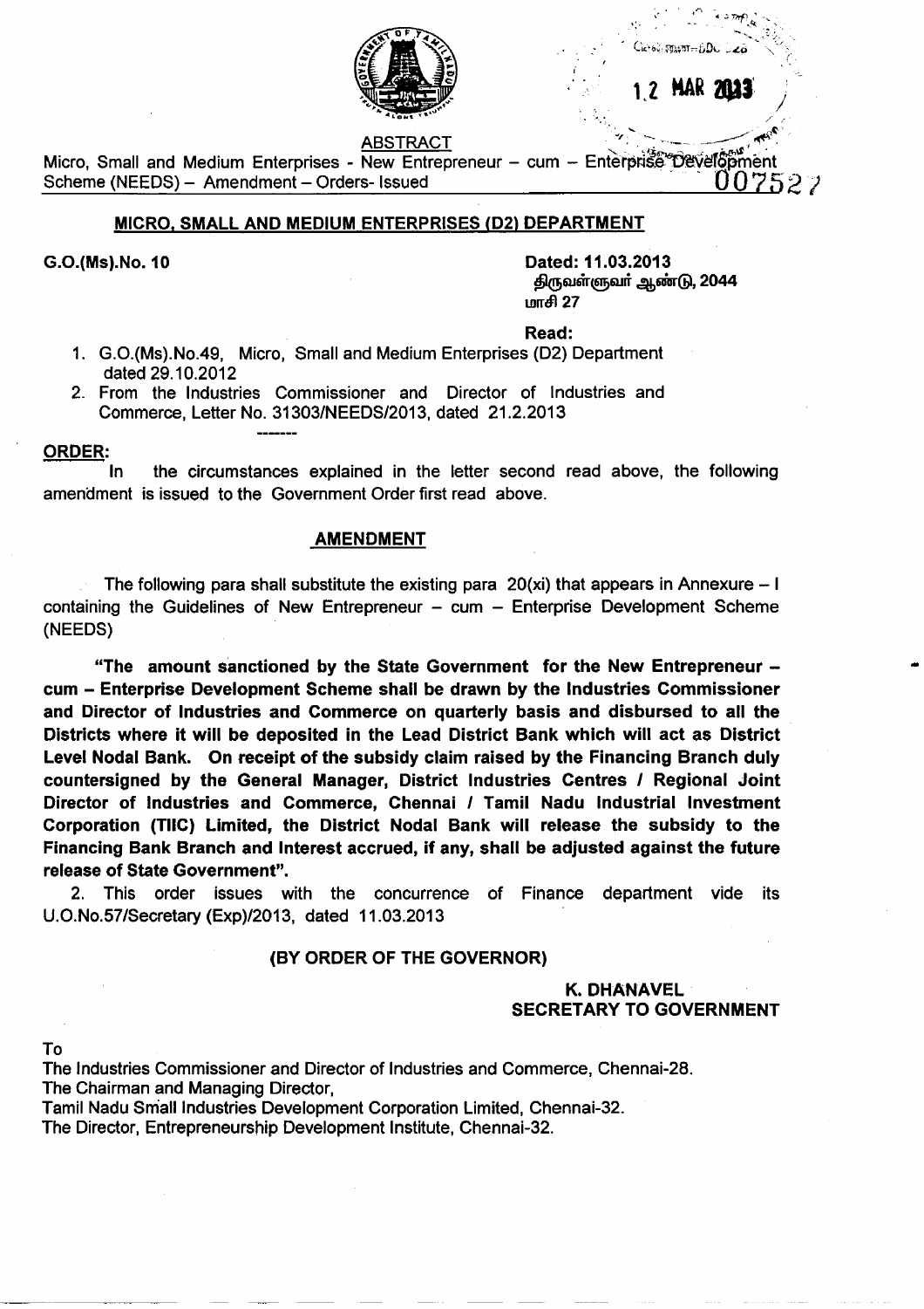ABSTRACT

Micro, Small and Medium Enterprises - New Entrepreneur – cum – Enterprise Development Scheme (NEEDS) – Amendment – Orders- Issued

## MICRO, SMALL AND MEDIUM ENTERPRISES (D2) DEPARTMENT

**G.O.(Ms).No. 10** **Dated: 11.03.2013**
திருவள்ளுவர் ஆண்டு, 2044
மாசி 27

**Read:**

1. G.O.(Ms).No.49, Micro, Small and Medium Enterprises (D2) Department dated 29.10.2012
2. From the Industries Commissioner and Director of Industries and Commerce, Letter No. 31303/NEEDS/2013, dated 21.2.2013

-------

**ORDER:**

In the circumstances explained in the letter second read above, the following amendment is issued to the Government Order first read above.

## AMENDMENT

The following para shall substitute the existing para 20(xi) that appears in Annexure – I containing the Guidelines of New Entrepreneur – cum – Enterprise Development Scheme (NEEDS)

**"The amount sanctioned by the State Government for the New Entrepreneur – cum – Enterprise Development Scheme shall be drawn by the Industries Commissioner and Director of Industries and Commerce on quarterly basis and disbursed to all the Districts where it will be deposited in the Lead District Bank which will act as District Level Nodal Bank. On receipt of the subsidy claim raised by the Financing Branch duly countersigned by the General Manager, District Industries Centres / Regional Joint Director of Industries and Commerce, Chennai / Tamil Nadu Industrial Investment Corporation (TIIC) Limited, the District Nodal Bank will release the subsidy to the Financing Bank Branch and Interest accrued, if any, shall be adjusted against the future release of State Government".**

2. This order issues with the concurrence of Finance department vide its U.O.No.57/Secretary (Exp)/2013, dated 11.03.2013

**(BY ORDER OF THE GOVERNOR)**

**K. DHANAVEL**
**SECRETARY TO GOVERNMENT**

To

The Industries Commissioner and Director of Industries and Commerce, Chennai-28.
The Chairman and Managing Director,
Tamil Nadu Small Industries Development Corporation Limited, Chennai-32.
The Director, Entrepreneurship Development Institute, Chennai-32.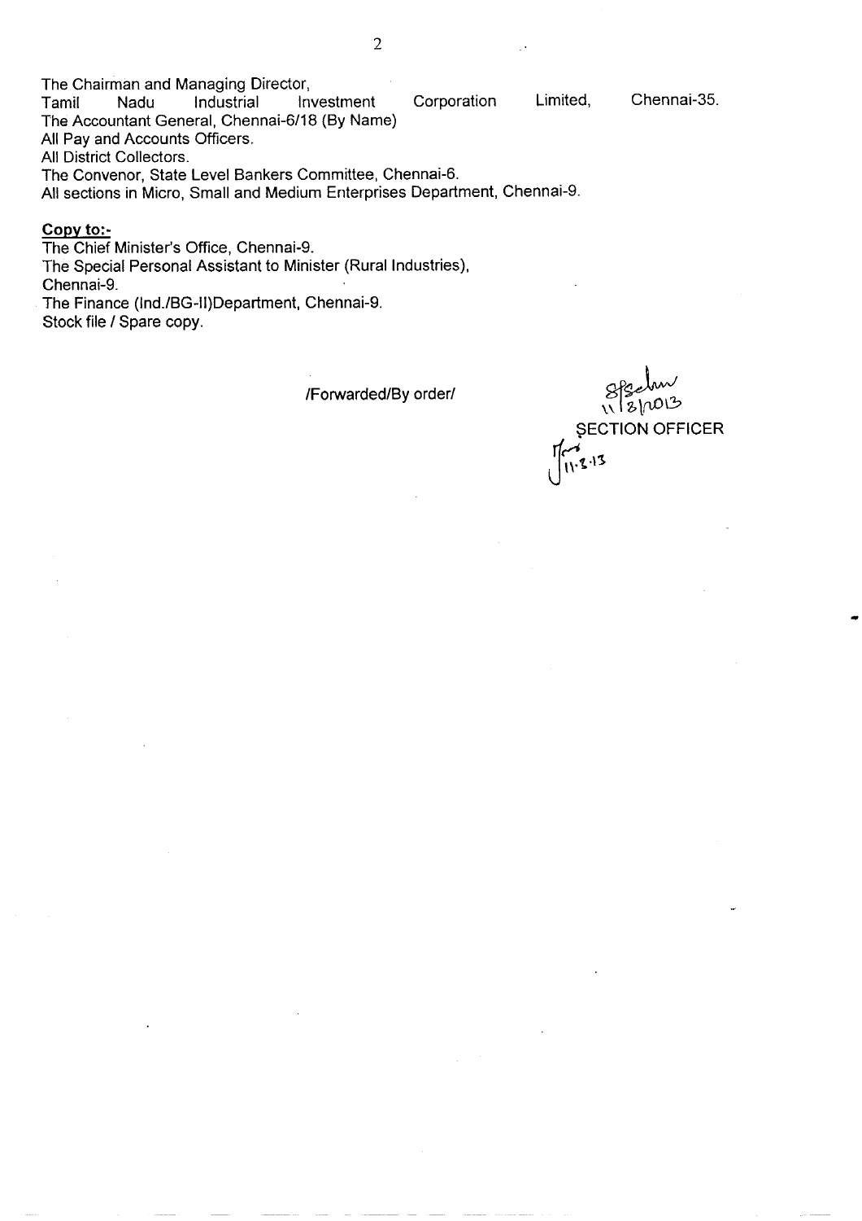The Chairman and Managing Director,
Tamil Nadu Industrial Investment Corporation Limited, Chennai-35.
The Accountant General, Chennai-6/18 (By Name)
All Pay and Accounts Officers.
All District Collectors.
The Convenor, State Level Bankers Committee, Chennai-6.
All sections in Micro, Small and Medium Enterprises Department, Chennai-9.

**Copy to:-**

The Chief Minister's Office, Chennai-9.
The Special Personal Assistant to Minister (Rural Industries), Chennai-9.
The Finance (Ind./BG-II)Department, Chennai-9.
Stock file / Spare copy.

/Forwarded/By order/

11/8/2013

SECTION OFFICER

11.8.13